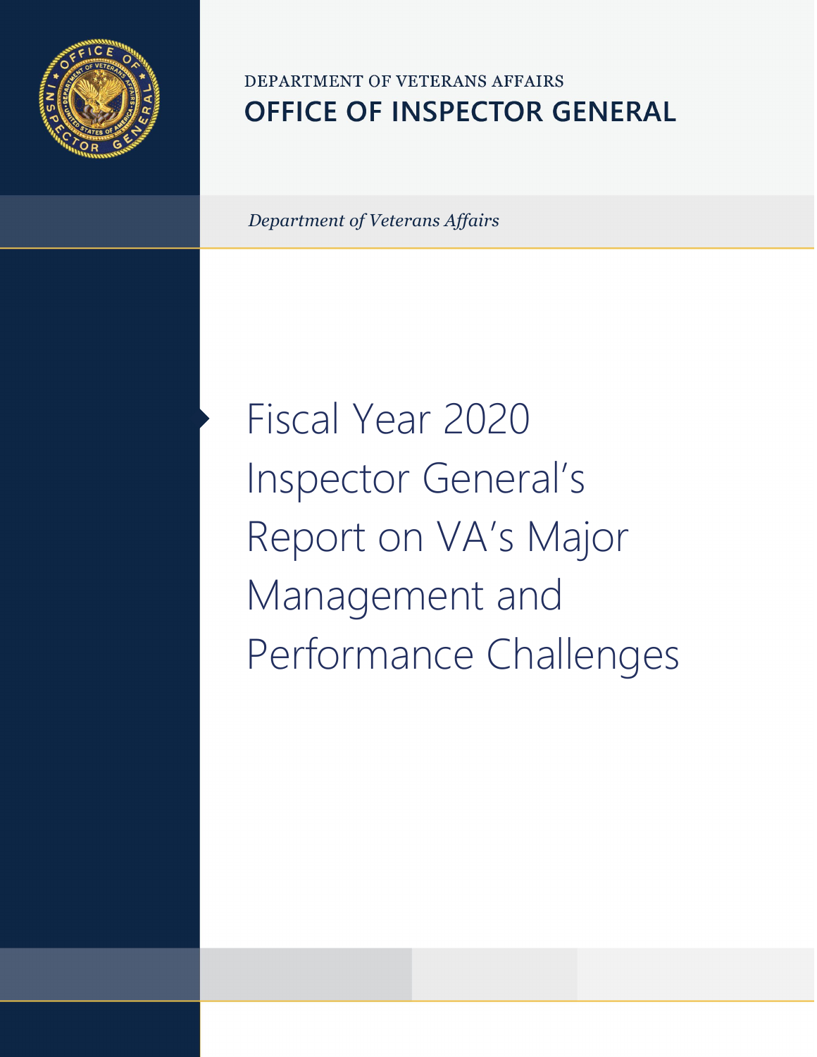DEPARTMENT OF VETERANS AFFAIRS

**OFFICE OF INSPECTOR GENERAL**

*Department of Veterans Affairs*

# Fiscal Year 2020 Inspector General's Report on VA's Major Management and Performance Challenges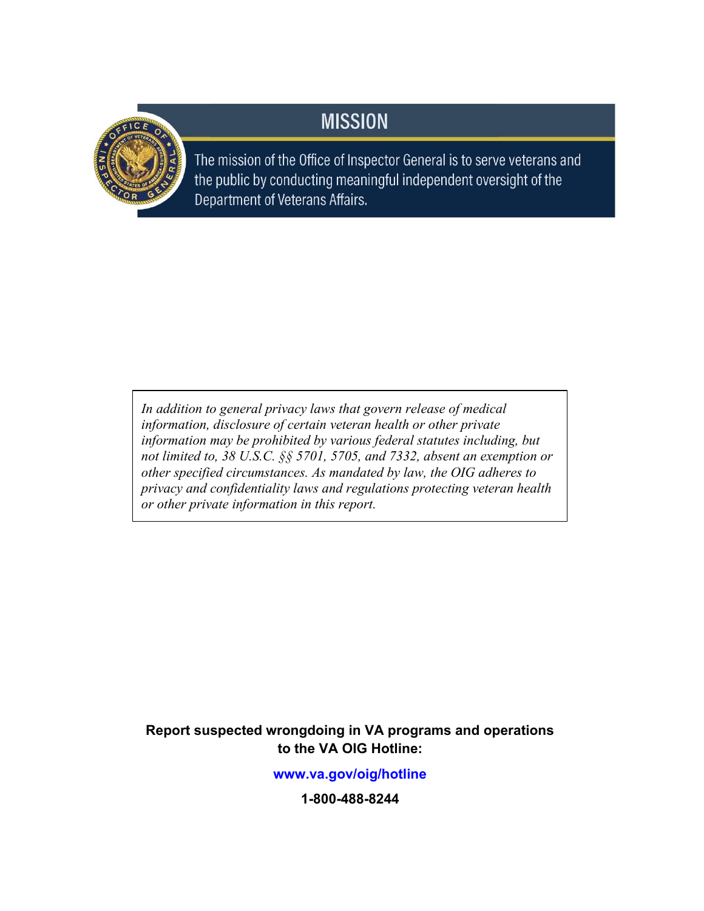## MISSION

The mission of the Office of Inspector General is to serve veterans and the public by conducting meaningful independent oversight of the Department of Veterans Affairs.

*In addition to general privacy laws that govern release of medical information, disclosure of certain veteran health or other private information may be prohibited by various federal statutes including, but not limited to, 38 U.S.C. §§ 5701, 5705, and 7332, absent an exemption or other specified circumstances. As mandated by law, the OIG adheres to privacy and confidentiality laws and regulations protecting veteran health or other private information in this report.*

**Report suspected wrongdoing in VA programs and operations to the VA OIG Hotline:**

**www.va.gov/oig/hotline**

**1-800-488-8244**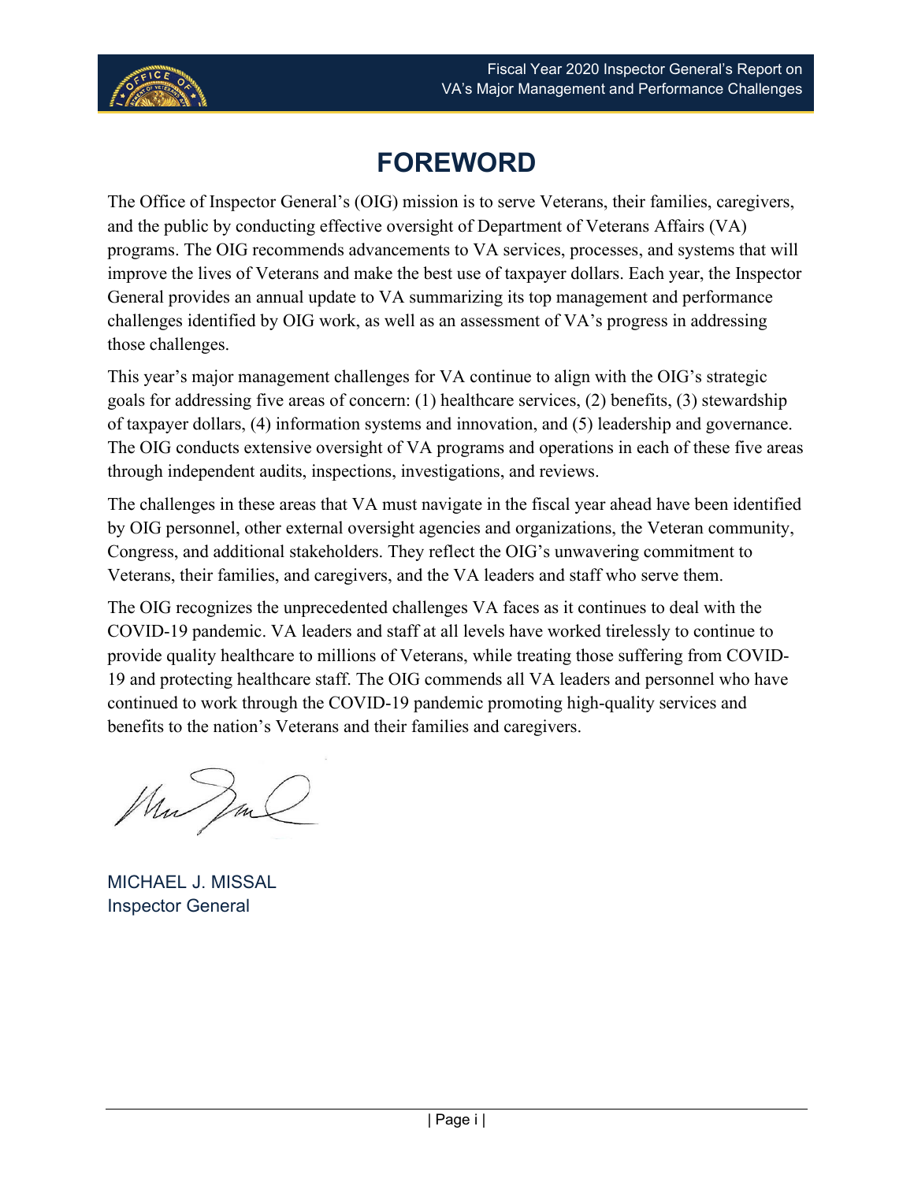# FOREWORD

The Office of Inspector General's (OIG) mission is to serve Veterans, their families, caregivers, and the public by conducting effective oversight of Department of Veterans Affairs (VA) programs. The OIG recommends advancements to VA services, processes, and systems that will improve the lives of Veterans and make the best use of taxpayer dollars. Each year, the Inspector General provides an annual update to VA summarizing its top management and performance challenges identified by OIG work, as well as an assessment of VA's progress in addressing those challenges.

This year's major management challenges for VA continue to align with the OIG's strategic goals for addressing five areas of concern: (1) healthcare services, (2) benefits, (3) stewardship of taxpayer dollars, (4) information systems and innovation, and (5) leadership and governance. The OIG conducts extensive oversight of VA programs and operations in each of these five areas through independent audits, inspections, investigations, and reviews.

The challenges in these areas that VA must navigate in the fiscal year ahead have been identified by OIG personnel, other external oversight agencies and organizations, the Veteran community, Congress, and additional stakeholders. They reflect the OIG's unwavering commitment to Veterans, their families, and caregivers, and the VA leaders and staff who serve them.

The OIG recognizes the unprecedented challenges VA faces as it continues to deal with the COVID-19 pandemic. VA leaders and staff at all levels have worked tirelessly to continue to provide quality healthcare to millions of Veterans, while treating those suffering from COVID-19 and protecting healthcare staff. The OIG commends all VA leaders and personnel who have continued to work through the COVID-19 pandemic promoting high-quality services and benefits to the nation's Veterans and their families and caregivers.

MICHAEL J. MISSAL
Inspector General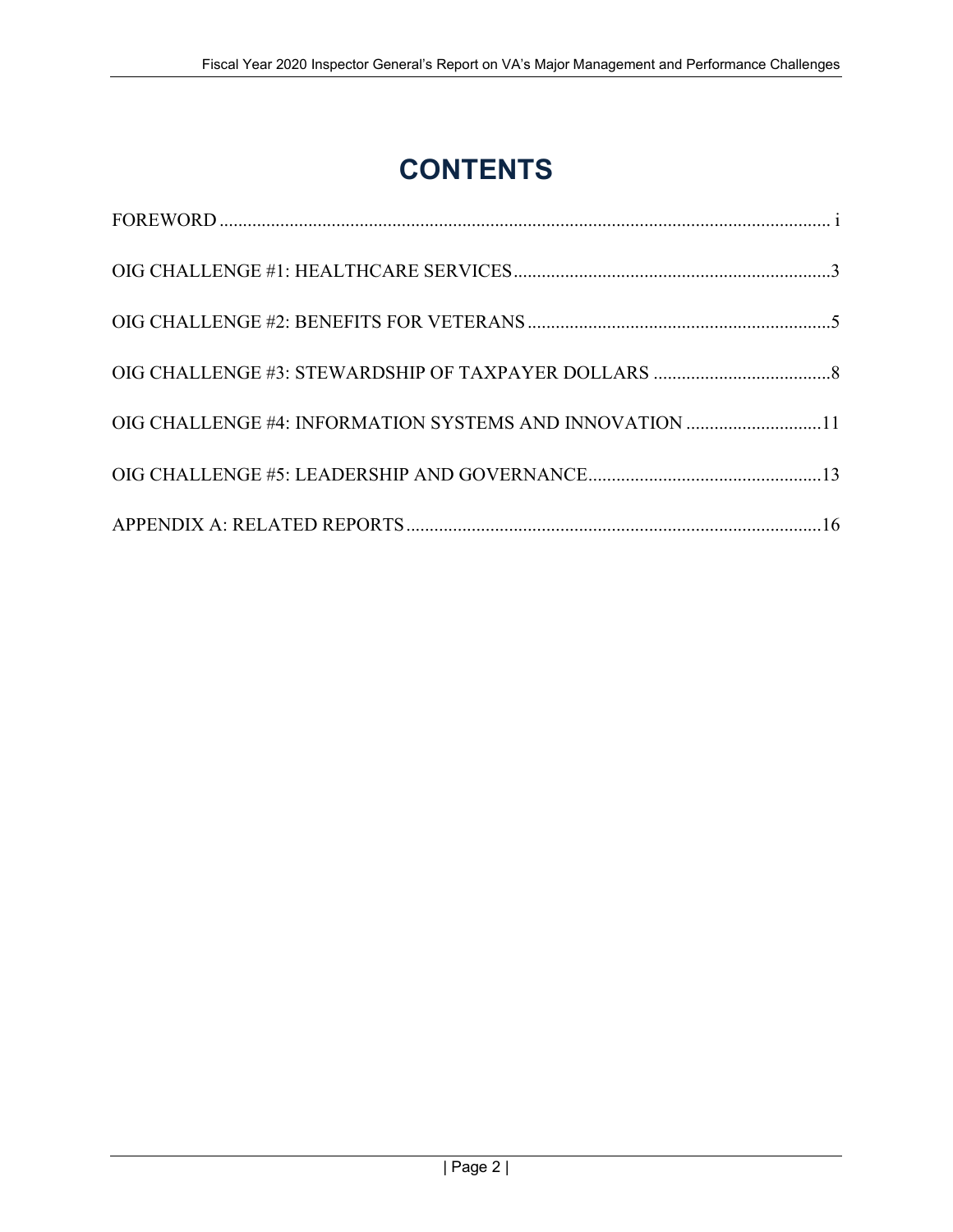# CONTENTS

FOREWORD ................................................................................................................................ i

OIG CHALLENGE #1: HEALTHCARE SERVICES ....................................................................3

OIG CHALLENGE #2: BENEFITS FOR VETERANS .................................................................5

OIG CHALLENGE #3: STEWARDSHIP OF TAXPAYER DOLLARS ......................................8

OIG CHALLENGE #4: INFORMATION SYSTEMS AND INNOVATION .............................11

OIG CHALLENGE #5: LEADERSHIP AND GOVERNANCE..................................................13

APPENDIX A: RELATED REPORTS ........................................................................................16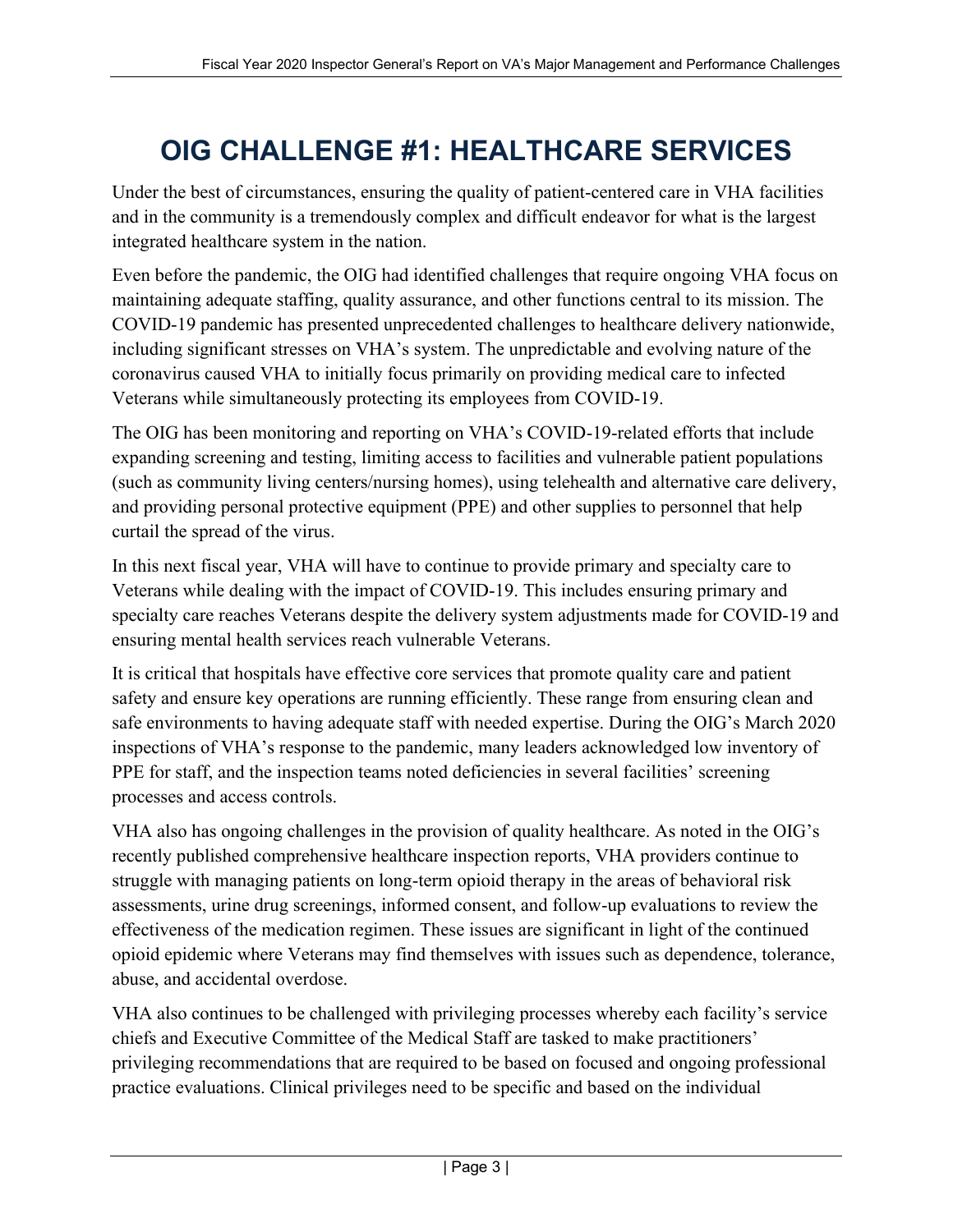# OIG CHALLENGE #1: HEALTHCARE SERVICES

Under the best of circumstances, ensuring the quality of patient-centered care in VHA facilities and in the community is a tremendously complex and difficult endeavor for what is the largest integrated healthcare system in the nation.

Even before the pandemic, the OIG had identified challenges that require ongoing VHA focus on maintaining adequate staffing, quality assurance, and other functions central to its mission. The COVID-19 pandemic has presented unprecedented challenges to healthcare delivery nationwide, including significant stresses on VHA's system. The unpredictable and evolving nature of the coronavirus caused VHA to initially focus primarily on providing medical care to infected Veterans while simultaneously protecting its employees from COVID-19.

The OIG has been monitoring and reporting on VHA's COVID-19-related efforts that include expanding screening and testing, limiting access to facilities and vulnerable patient populations (such as community living centers/nursing homes), using telehealth and alternative care delivery, and providing personal protective equipment (PPE) and other supplies to personnel that help curtail the spread of the virus.

In this next fiscal year, VHA will have to continue to provide primary and specialty care to Veterans while dealing with the impact of COVID-19. This includes ensuring primary and specialty care reaches Veterans despite the delivery system adjustments made for COVID-19 and ensuring mental health services reach vulnerable Veterans.

It is critical that hospitals have effective core services that promote quality care and patient safety and ensure key operations are running efficiently. These range from ensuring clean and safe environments to having adequate staff with needed expertise. During the OIG's March 2020 inspections of VHA's response to the pandemic, many leaders acknowledged low inventory of PPE for staff, and the inspection teams noted deficiencies in several facilities' screening processes and access controls.

VHA also has ongoing challenges in the provision of quality healthcare. As noted in the OIG's recently published comprehensive healthcare inspection reports, VHA providers continue to struggle with managing patients on long-term opioid therapy in the areas of behavioral risk assessments, urine drug screenings, informed consent, and follow-up evaluations to review the effectiveness of the medication regimen. These issues are significant in light of the continued opioid epidemic where Veterans may find themselves with issues such as dependence, tolerance, abuse, and accidental overdose.

VHA also continues to be challenged with privileging processes whereby each facility's service chiefs and Executive Committee of the Medical Staff are tasked to make practitioners' privileging recommendations that are required to be based on focused and ongoing professional practice evaluations. Clinical privileges need to be specific and based on the individual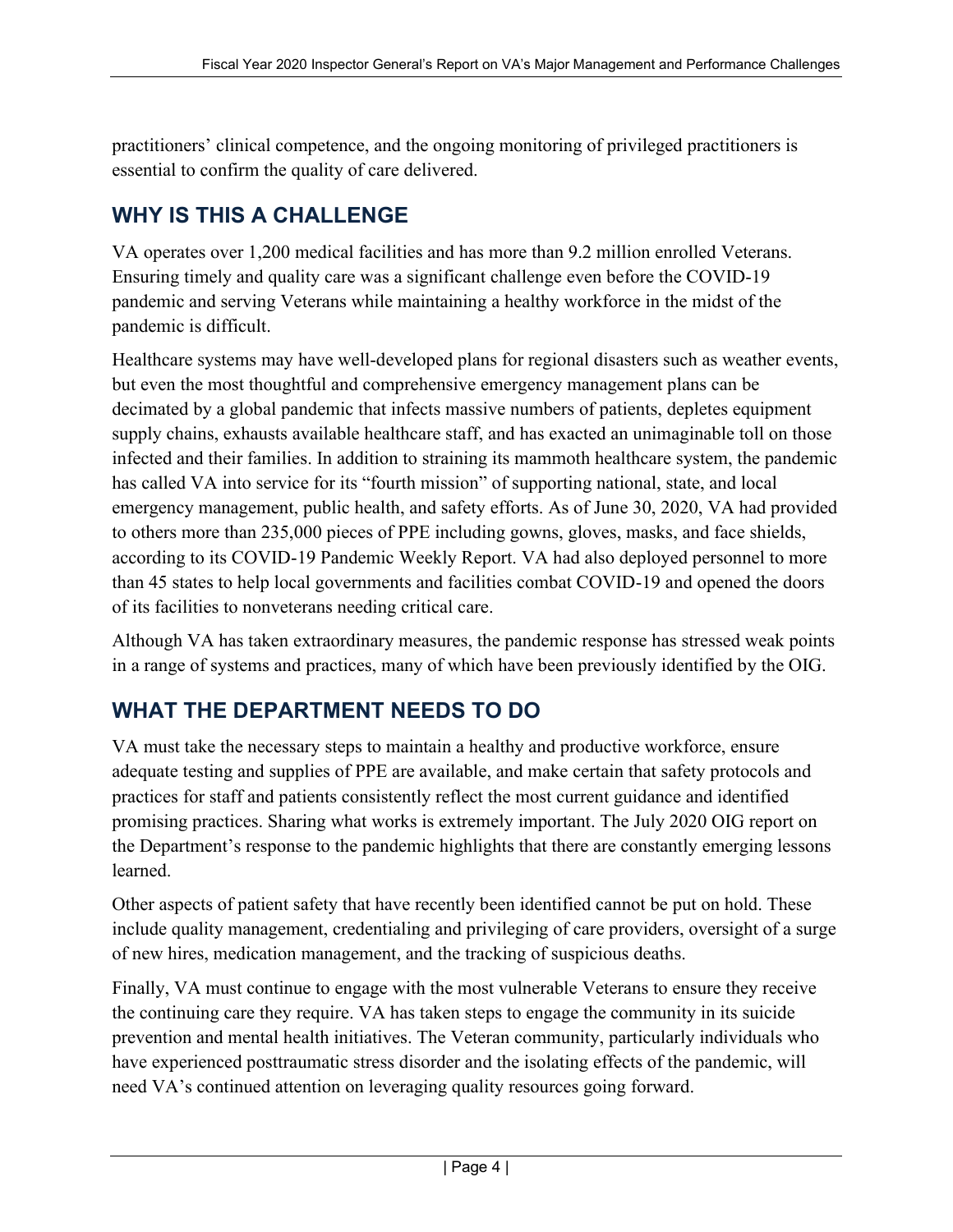practitioners' clinical competence, and the ongoing monitoring of privileged practitioners is essential to confirm the quality of care delivered.

## WHY IS THIS A CHALLENGE

VA operates over 1,200 medical facilities and has more than 9.2 million enrolled Veterans. Ensuring timely and quality care was a significant challenge even before the COVID-19 pandemic and serving Veterans while maintaining a healthy workforce in the midst of the pandemic is difficult.

Healthcare systems may have well-developed plans for regional disasters such as weather events, but even the most thoughtful and comprehensive emergency management plans can be decimated by a global pandemic that infects massive numbers of patients, depletes equipment supply chains, exhausts available healthcare staff, and has exacted an unimaginable toll on those infected and their families. In addition to straining its mammoth healthcare system, the pandemic has called VA into service for its "fourth mission" of supporting national, state, and local emergency management, public health, and safety efforts. As of June 30, 2020, VA had provided to others more than 235,000 pieces of PPE including gowns, gloves, masks, and face shields, according to its COVID-19 Pandemic Weekly Report. VA had also deployed personnel to more than 45 states to help local governments and facilities combat COVID-19 and opened the doors of its facilities to nonveterans needing critical care.

Although VA has taken extraordinary measures, the pandemic response has stressed weak points in a range of systems and practices, many of which have been previously identified by the OIG.

## WHAT THE DEPARTMENT NEEDS TO DO

VA must take the necessary steps to maintain a healthy and productive workforce, ensure adequate testing and supplies of PPE are available, and make certain that safety protocols and practices for staff and patients consistently reflect the most current guidance and identified promising practices. Sharing what works is extremely important. The July 2020 OIG report on the Department's response to the pandemic highlights that there are constantly emerging lessons learned.

Other aspects of patient safety that have recently been identified cannot be put on hold. These include quality management, credentialing and privileging of care providers, oversight of a surge of new hires, medication management, and the tracking of suspicious deaths.

Finally, VA must continue to engage with the most vulnerable Veterans to ensure they receive the continuing care they require. VA has taken steps to engage the community in its suicide prevention and mental health initiatives. The Veteran community, particularly individuals who have experienced posttraumatic stress disorder and the isolating effects of the pandemic, will need VA's continued attention on leveraging quality resources going forward.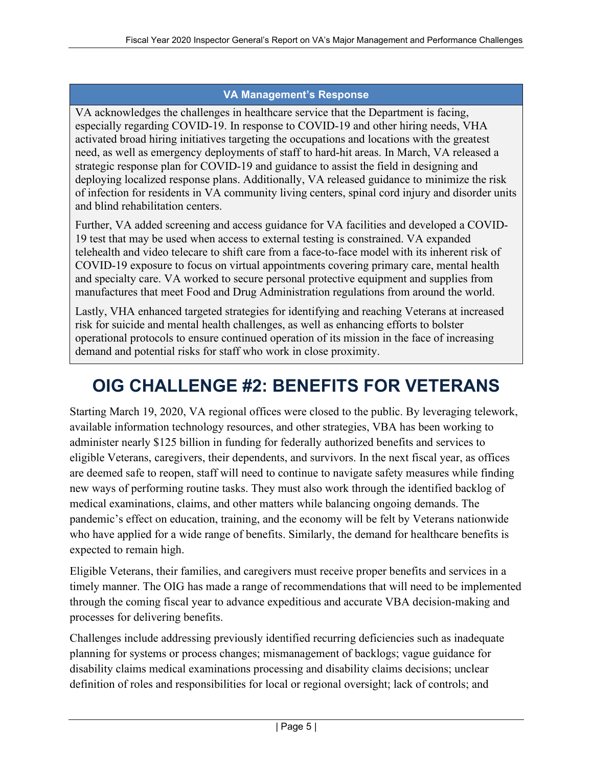| VA Management's Response |
| --- |
| VA acknowledges the challenges in healthcare service that the Department is facing, especially regarding COVID-19. In response to COVID-19 and other hiring needs, VHA activated broad hiring initiatives targeting the occupations and locations with the greatest need, as well as emergency deployments of staff to hard-hit areas. In March, VA released a strategic response plan for COVID-19 and guidance to assist the field in designing and deploying localized response plans. Additionally, VA released guidance to minimize the risk of infection for residents in VA community living centers, spinal cord injury and disorder units and blind rehabilitation centers.<br><br>Further, VA added screening and access guidance for VA facilities and developed a COVID-19 test that may be used when access to external testing is constrained. VA expanded telehealth and video telecare to shift care from a face-to-face model with its inherent risk of COVID-19 exposure to focus on virtual appointments covering primary care, mental health and specialty care. VA worked to secure personal protective equipment and supplies from manufactures that meet Food and Drug Administration regulations from around the world.<br><br>Lastly, VHA enhanced targeted strategies for identifying and reaching Veterans at increased risk for suicide and mental health challenges, as well as enhancing efforts to bolster operational protocols to ensure continued operation of its mission in the face of increasing demand and potential risks for staff who work in close proximity. |

# OIG CHALLENGE #2: BENEFITS FOR VETERANS

Starting March 19, 2020, VA regional offices were closed to the public. By leveraging telework, available information technology resources, and other strategies, VBA has been working to administer nearly $125 billion in funding for federally authorized benefits and services to eligible Veterans, caregivers, their dependents, and survivors. In the next fiscal year, as offices are deemed safe to reopen, staff will need to continue to navigate safety measures while finding new ways of performing routine tasks. They must also work through the identified backlog of medical examinations, claims, and other matters while balancing ongoing demands. The pandemic's effect on education, training, and the economy will be felt by Veterans nationwide who have applied for a wide range of benefits. Similarly, the demand for healthcare benefits is expected to remain high.

Eligible Veterans, their families, and caregivers must receive proper benefits and services in a timely manner. The OIG has made a range of recommendations that will need to be implemented through the coming fiscal year to advance expeditious and accurate VBA decision-making and processes for delivering benefits.

Challenges include addressing previously identified recurring deficiencies such as inadequate planning for systems or process changes; mismanagement of backlogs; vague guidance for disability claims medical examinations processing and disability claims decisions; unclear definition of roles and responsibilities for local or regional oversight; lack of controls; and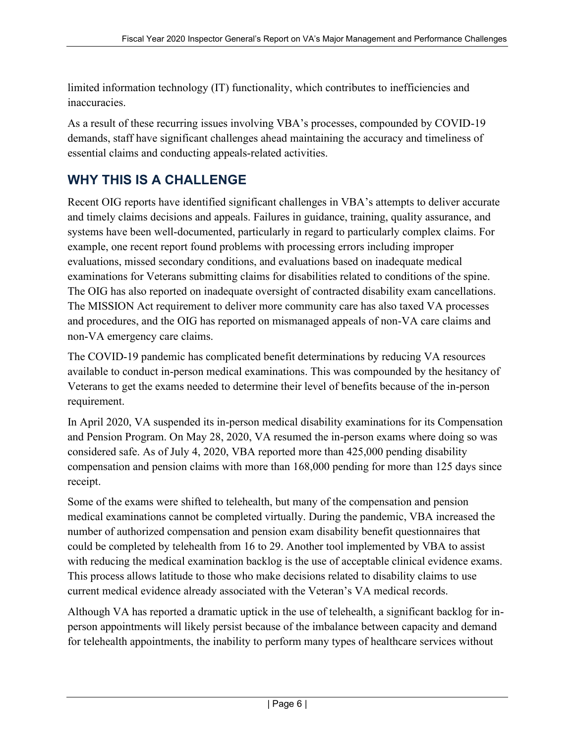limited information technology (IT) functionality, which contributes to inefficiencies and inaccuracies.

As a result of these recurring issues involving VBA's processes, compounded by COVID-19 demands, staff have significant challenges ahead maintaining the accuracy and timeliness of essential claims and conducting appeals-related activities.

## WHY THIS IS A CHALLENGE

Recent OIG reports have identified significant challenges in VBA's attempts to deliver accurate and timely claims decisions and appeals. Failures in guidance, training, quality assurance, and systems have been well-documented, particularly in regard to particularly complex claims. For example, one recent report found problems with processing errors including improper evaluations, missed secondary conditions, and evaluations based on inadequate medical examinations for Veterans submitting claims for disabilities related to conditions of the spine. The OIG has also reported on inadequate oversight of contracted disability exam cancellations. The MISSION Act requirement to deliver more community care has also taxed VA processes and procedures, and the OIG has reported on mismanaged appeals of non-VA care claims and non-VA emergency care claims.

The COVID-19 pandemic has complicated benefit determinations by reducing VA resources available to conduct in-person medical examinations. This was compounded by the hesitancy of Veterans to get the exams needed to determine their level of benefits because of the in-person requirement.

In April 2020, VA suspended its in-person medical disability examinations for its Compensation and Pension Program. On May 28, 2020, VA resumed the in-person exams where doing so was considered safe. As of July 4, 2020, VBA reported more than 425,000 pending disability compensation and pension claims with more than 168,000 pending for more than 125 days since receipt.

Some of the exams were shifted to telehealth, but many of the compensation and pension medical examinations cannot be completed virtually. During the pandemic, VBA increased the number of authorized compensation and pension exam disability benefit questionnaires that could be completed by telehealth from 16 to 29. Another tool implemented by VBA to assist with reducing the medical examination backlog is the use of acceptable clinical evidence exams. This process allows latitude to those who make decisions related to disability claims to use current medical evidence already associated with the Veteran's VA medical records.

Although VA has reported a dramatic uptick in the use of telehealth, a significant backlog for in-person appointments will likely persist because of the imbalance between capacity and demand for telehealth appointments, the inability to perform many types of healthcare services without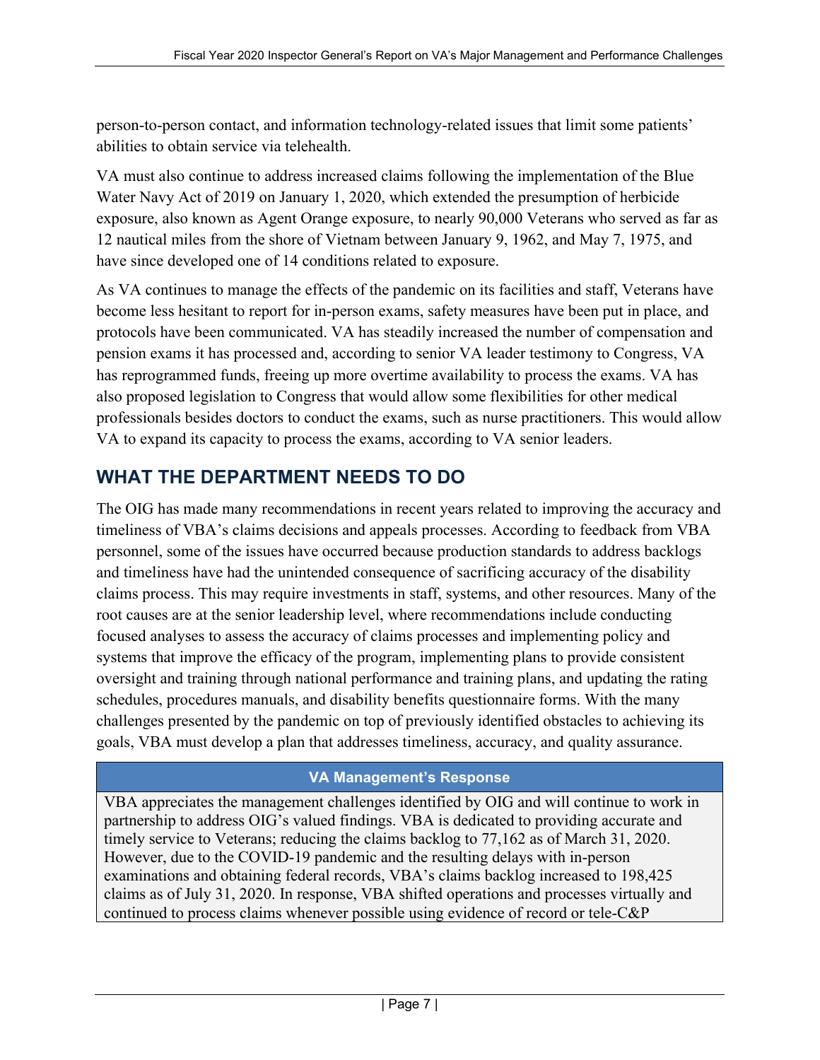person-to-person contact, and information technology-related issues that limit some patients' abilities to obtain service via telehealth.

VA must also continue to address increased claims following the implementation of the Blue Water Navy Act of 2019 on January 1, 2020, which extended the presumption of herbicide exposure, also known as Agent Orange exposure, to nearly 90,000 Veterans who served as far as 12 nautical miles from the shore of Vietnam between January 9, 1962, and May 7, 1975, and have since developed one of 14 conditions related to exposure.

As VA continues to manage the effects of the pandemic on its facilities and staff, Veterans have become less hesitant to report for in-person exams, safety measures have been put in place, and protocols have been communicated. VA has steadily increased the number of compensation and pension exams it has processed and, according to senior VA leader testimony to Congress, VA has reprogrammed funds, freeing up more overtime availability to process the exams. VA has also proposed legislation to Congress that would allow some flexibilities for other medical professionals besides doctors to conduct the exams, such as nurse practitioners. This would allow VA to expand its capacity to process the exams, according to VA senior leaders.

## WHAT THE DEPARTMENT NEEDS TO DO

The OIG has made many recommendations in recent years related to improving the accuracy and timeliness of VBA's claims decisions and appeals processes. According to feedback from VBA personnel, some of the issues have occurred because production standards to address backlogs and timeliness have had the unintended consequence of sacrificing accuracy of the disability claims process. This may require investments in staff, systems, and other resources. Many of the root causes are at the senior leadership level, where recommendations include conducting focused analyses to assess the accuracy of claims processes and implementing policy and systems that improve the efficacy of the program, implementing plans to provide consistent oversight and training through national performance and training plans, and updating the rating schedules, procedures manuals, and disability benefits questionnaire forms. With the many challenges presented by the pandemic on top of previously identified obstacles to achieving its goals, VBA must develop a plan that addresses timeliness, accuracy, and quality assurance.

| VA Management's Response |
| --- |
| VBA appreciates the management challenges identified by OIG and will continue to work in partnership to address OIG's valued findings. VBA is dedicated to providing accurate and timely service to Veterans; reducing the claims backlog to 77,162 as of March 31, 2020. However, due to the COVID-19 pandemic and the resulting delays with in-person examinations and obtaining federal records, VBA's claims backlog increased to 198,425 claims as of July 31, 2020. In response, VBA shifted operations and processes virtually and continued to process claims whenever possible using evidence of record or tele-C&P |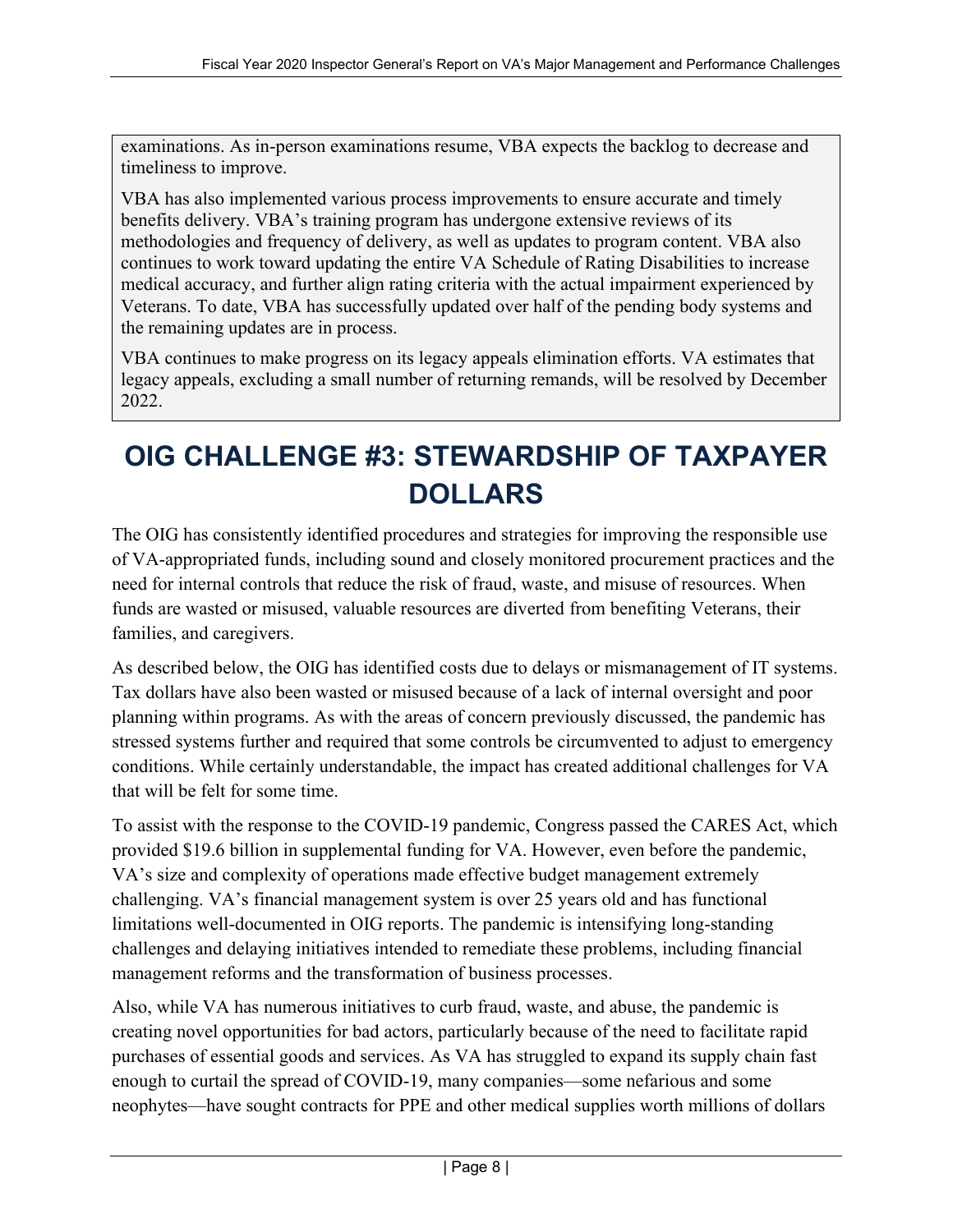examinations. As in-person examinations resume, VBA expects the backlog to decrease and timeliness to improve.

VBA has also implemented various process improvements to ensure accurate and timely benefits delivery. VBA's training program has undergone extensive reviews of its methodologies and frequency of delivery, as well as updates to program content. VBA also continues to work toward updating the entire VA Schedule of Rating Disabilities to increase medical accuracy, and further align rating criteria with the actual impairment experienced by Veterans. To date, VBA has successfully updated over half of the pending body systems and the remaining updates are in process.

VBA continues to make progress on its legacy appeals elimination efforts. VA estimates that legacy appeals, excluding a small number of returning remands, will be resolved by December 2022.

# OIG CHALLENGE #3: STEWARDSHIP OF TAXPAYER DOLLARS

The OIG has consistently identified procedures and strategies for improving the responsible use of VA-appropriated funds, including sound and closely monitored procurement practices and the need for internal controls that reduce the risk of fraud, waste, and misuse of resources. When funds are wasted or misused, valuable resources are diverted from benefiting Veterans, their families, and caregivers.

As described below, the OIG has identified costs due to delays or mismanagement of IT systems. Tax dollars have also been wasted or misused because of a lack of internal oversight and poor planning within programs. As with the areas of concern previously discussed, the pandemic has stressed systems further and required that some controls be circumvented to adjust to emergency conditions. While certainly understandable, the impact has created additional challenges for VA that will be felt for some time.

To assist with the response to the COVID-19 pandemic, Congress passed the CARES Act, which provided $19.6 billion in supplemental funding for VA. However, even before the pandemic, VA's size and complexity of operations made effective budget management extremely challenging. VA's financial management system is over 25 years old and has functional limitations well-documented in OIG reports. The pandemic is intensifying long-standing challenges and delaying initiatives intended to remediate these problems, including financial management reforms and the transformation of business processes.

Also, while VA has numerous initiatives to curb fraud, waste, and abuse, the pandemic is creating novel opportunities for bad actors, particularly because of the need to facilitate rapid purchases of essential goods and services. As VA has struggled to expand its supply chain fast enough to curtail the spread of COVID-19, many companies—some nefarious and some neophytes—have sought contracts for PPE and other medical supplies worth millions of dollars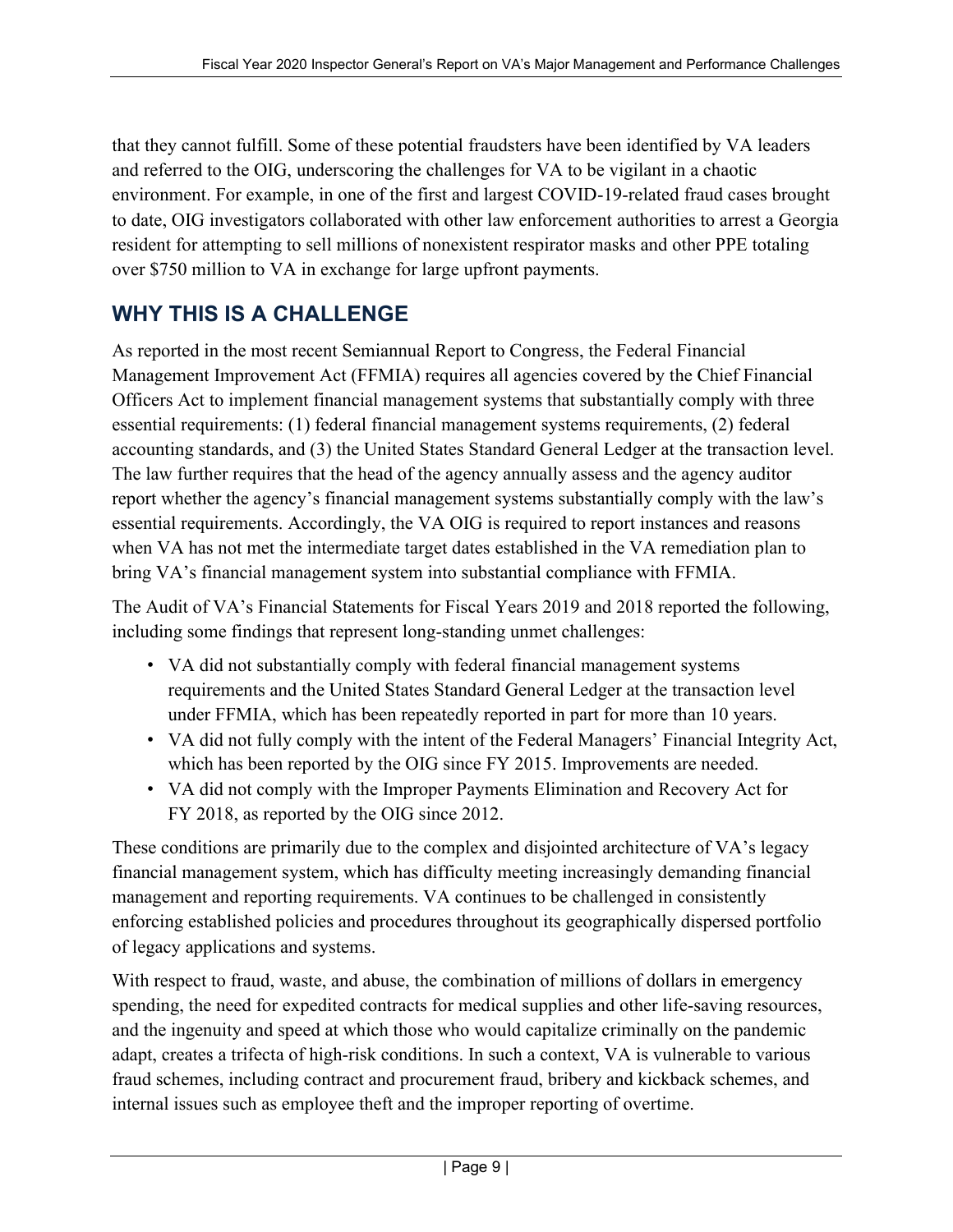that they cannot fulfill. Some of these potential fraudsters have been identified by VA leaders and referred to the OIG, underscoring the challenges for VA to be vigilant in a chaotic environment. For example, in one of the first and largest COVID-19-related fraud cases brought to date, OIG investigators collaborated with other law enforcement authorities to arrest a Georgia resident for attempting to sell millions of nonexistent respirator masks and other PPE totaling over $750 million to VA in exchange for large upfront payments.

## WHY THIS IS A CHALLENGE

As reported in the most recent Semiannual Report to Congress, the Federal Financial Management Improvement Act (FFMIA) requires all agencies covered by the Chief Financial Officers Act to implement financial management systems that substantially comply with three essential requirements: (1) federal financial management systems requirements, (2) federal accounting standards, and (3) the United States Standard General Ledger at the transaction level. The law further requires that the head of the agency annually assess and the agency auditor report whether the agency's financial management systems substantially comply with the law's essential requirements. Accordingly, the VA OIG is required to report instances and reasons when VA has not met the intermediate target dates established in the VA remediation plan to bring VA's financial management system into substantial compliance with FFMIA.

The Audit of VA's Financial Statements for Fiscal Years 2019 and 2018 reported the following, including some findings that represent long-standing unmet challenges:

- VA did not substantially comply with federal financial management systems requirements and the United States Standard General Ledger at the transaction level under FFMIA, which has been repeatedly reported in part for more than 10 years.
- VA did not fully comply with the intent of the Federal Managers' Financial Integrity Act, which has been reported by the OIG since FY 2015. Improvements are needed.
- VA did not comply with the Improper Payments Elimination and Recovery Act for FY 2018, as reported by the OIG since 2012.

These conditions are primarily due to the complex and disjointed architecture of VA's legacy financial management system, which has difficulty meeting increasingly demanding financial management and reporting requirements. VA continues to be challenged in consistently enforcing established policies and procedures throughout its geographically dispersed portfolio of legacy applications and systems.

With respect to fraud, waste, and abuse, the combination of millions of dollars in emergency spending, the need for expedited contracts for medical supplies and other life-saving resources, and the ingenuity and speed at which those who would capitalize criminally on the pandemic adapt, creates a trifecta of high-risk conditions. In such a context, VA is vulnerable to various fraud schemes, including contract and procurement fraud, bribery and kickback schemes, and internal issues such as employee theft and the improper reporting of overtime.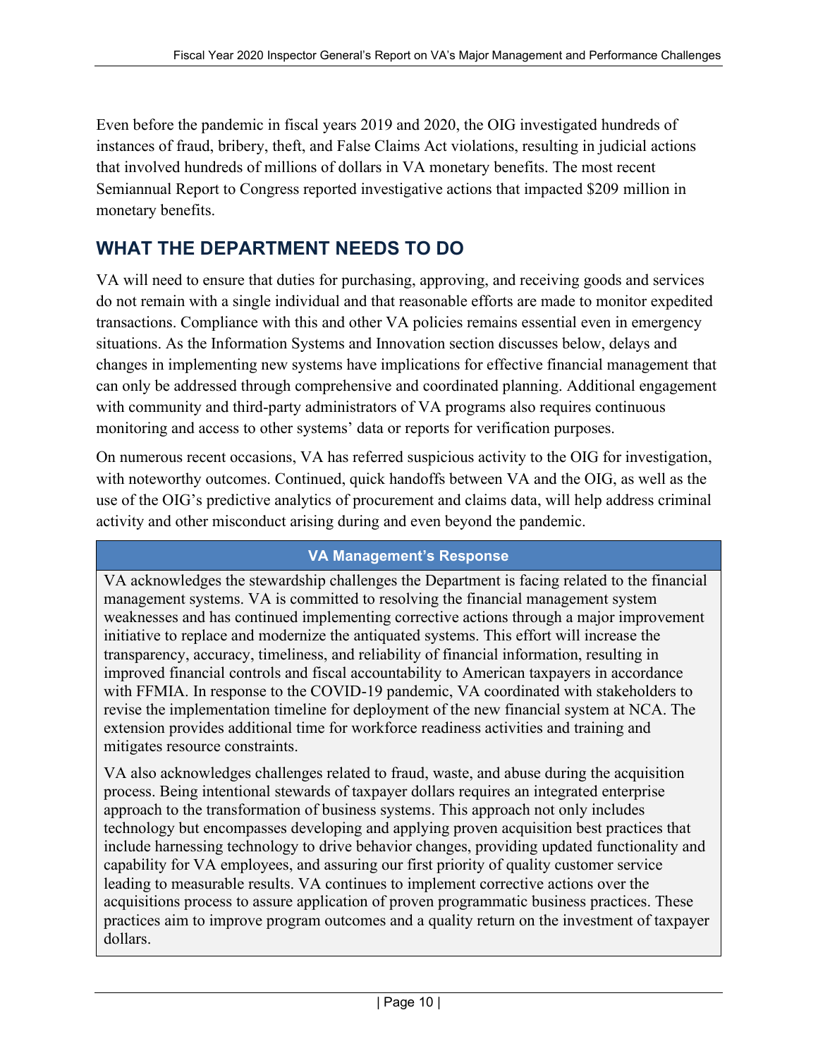Even before the pandemic in fiscal years 2019 and 2020, the OIG investigated hundreds of instances of fraud, bribery, theft, and False Claims Act violations, resulting in judicial actions that involved hundreds of millions of dollars in VA monetary benefits. The most recent Semiannual Report to Congress reported investigative actions that impacted $209 million in monetary benefits.

## WHAT THE DEPARTMENT NEEDS TO DO

VA will need to ensure that duties for purchasing, approving, and receiving goods and services do not remain with a single individual and that reasonable efforts are made to monitor expedited transactions. Compliance with this and other VA policies remains essential even in emergency situations. As the Information Systems and Innovation section discusses below, delays and changes in implementing new systems have implications for effective financial management that can only be addressed through comprehensive and coordinated planning. Additional engagement with community and third-party administrators of VA programs also requires continuous monitoring and access to other systems' data or reports for verification purposes.

On numerous recent occasions, VA has referred suspicious activity to the OIG for investigation, with noteworthy outcomes. Continued, quick handoffs between VA and the OIG, as well as the use of the OIG's predictive analytics of procurement and claims data, will help address criminal activity and other misconduct arising during and even beyond the pandemic.

**VA Management's Response**

VA acknowledges the stewardship challenges the Department is facing related to the financial management systems. VA is committed to resolving the financial management system weaknesses and has continued implementing corrective actions through a major improvement initiative to replace and modernize the antiquated systems. This effort will increase the transparency, accuracy, timeliness, and reliability of financial information, resulting in improved financial controls and fiscal accountability to American taxpayers in accordance with FFMIA. In response to the COVID-19 pandemic, VA coordinated with stakeholders to revise the implementation timeline for deployment of the new financial system at NCA. The extension provides additional time for workforce readiness activities and training and mitigates resource constraints.

VA also acknowledges challenges related to fraud, waste, and abuse during the acquisition process. Being intentional stewards of taxpayer dollars requires an integrated enterprise approach to the transformation of business systems. This approach not only includes technology but encompasses developing and applying proven acquisition best practices that include harnessing technology to drive behavior changes, providing updated functionality and capability for VA employees, and assuring our first priority of quality customer service leading to measurable results. VA continues to implement corrective actions over the acquisitions process to assure application of proven programmatic business practices. These practices aim to improve program outcomes and a quality return on the investment of taxpayer dollars.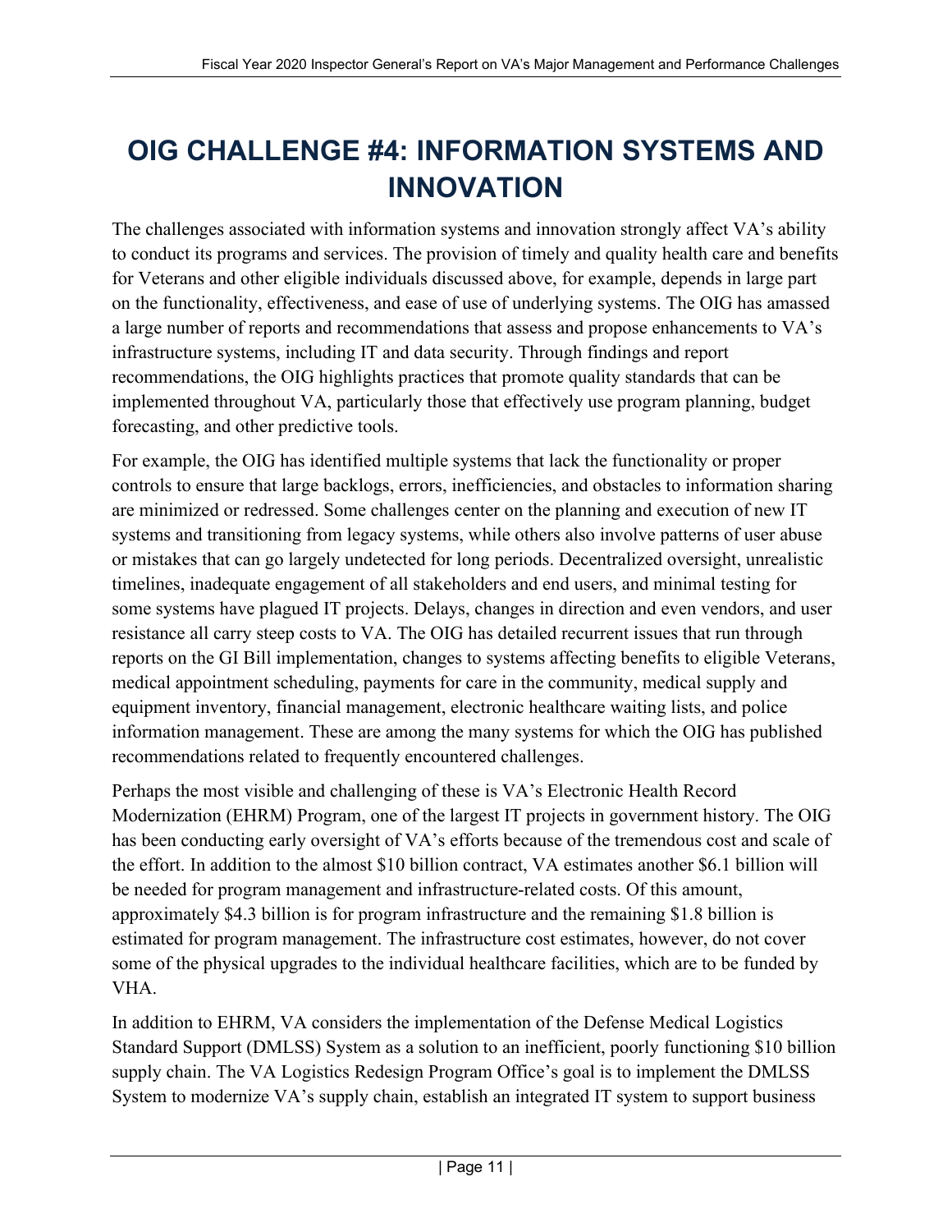# OIG CHALLENGE #4: INFORMATION SYSTEMS AND INNOVATION

The challenges associated with information systems and innovation strongly affect VA's ability to conduct its programs and services. The provision of timely and quality health care and benefits for Veterans and other eligible individuals discussed above, for example, depends in large part on the functionality, effectiveness, and ease of use of underlying systems. The OIG has amassed a large number of reports and recommendations that assess and propose enhancements to VA's infrastructure systems, including IT and data security. Through findings and report recommendations, the OIG highlights practices that promote quality standards that can be implemented throughout VA, particularly those that effectively use program planning, budget forecasting, and other predictive tools.

For example, the OIG has identified multiple systems that lack the functionality or proper controls to ensure that large backlogs, errors, inefficiencies, and obstacles to information sharing are minimized or redressed. Some challenges center on the planning and execution of new IT systems and transitioning from legacy systems, while others also involve patterns of user abuse or mistakes that can go largely undetected for long periods. Decentralized oversight, unrealistic timelines, inadequate engagement of all stakeholders and end users, and minimal testing for some systems have plagued IT projects. Delays, changes in direction and even vendors, and user resistance all carry steep costs to VA. The OIG has detailed recurrent issues that run through reports on the GI Bill implementation, changes to systems affecting benefits to eligible Veterans, medical appointment scheduling, payments for care in the community, medical supply and equipment inventory, financial management, electronic healthcare waiting lists, and police information management. These are among the many systems for which the OIG has published recommendations related to frequently encountered challenges.

Perhaps the most visible and challenging of these is VA's Electronic Health Record Modernization (EHRM) Program, one of the largest IT projects in government history. The OIG has been conducting early oversight of VA's efforts because of the tremendous cost and scale of the effort. In addition to the almost $10 billion contract, VA estimates another $6.1 billion will be needed for program management and infrastructure-related costs. Of this amount, approximately $4.3 billion is for program infrastructure and the remaining $1.8 billion is estimated for program management. The infrastructure cost estimates, however, do not cover some of the physical upgrades to the individual healthcare facilities, which are to be funded by VHA.

In addition to EHRM, VA considers the implementation of the Defense Medical Logistics Standard Support (DMLSS) System as a solution to an inefficient, poorly functioning $10 billion supply chain. The VA Logistics Redesign Program Office's goal is to implement the DMLSS System to modernize VA's supply chain, establish an integrated IT system to support business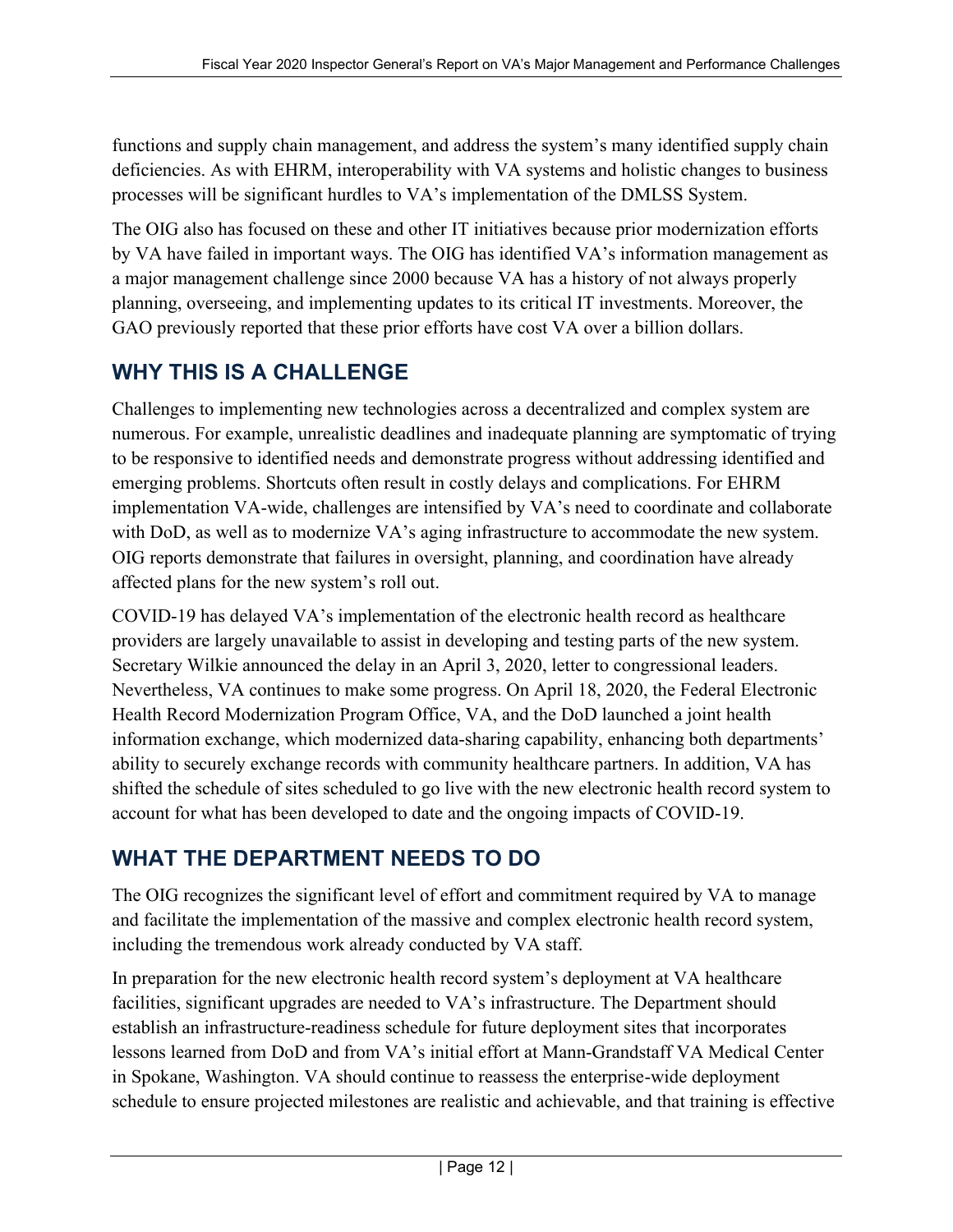functions and supply chain management, and address the system's many identified supply chain deficiencies. As with EHRM, interoperability with VA systems and holistic changes to business processes will be significant hurdles to VA's implementation of the DMLSS System.

The OIG also has focused on these and other IT initiatives because prior modernization efforts by VA have failed in important ways. The OIG has identified VA's information management as a major management challenge since 2000 because VA has a history of not always properly planning, overseeing, and implementing updates to its critical IT investments. Moreover, the GAO previously reported that these prior efforts have cost VA over a billion dollars.

## WHY THIS IS A CHALLENGE

Challenges to implementing new technologies across a decentralized and complex system are numerous. For example, unrealistic deadlines and inadequate planning are symptomatic of trying to be responsive to identified needs and demonstrate progress without addressing identified and emerging problems. Shortcuts often result in costly delays and complications. For EHRM implementation VA-wide, challenges are intensified by VA's need to coordinate and collaborate with DoD, as well as to modernize VA's aging infrastructure to accommodate the new system. OIG reports demonstrate that failures in oversight, planning, and coordination have already affected plans for the new system's roll out.

COVID-19 has delayed VA's implementation of the electronic health record as healthcare providers are largely unavailable to assist in developing and testing parts of the new system. Secretary Wilkie announced the delay in an April 3, 2020, letter to congressional leaders. Nevertheless, VA continues to make some progress. On April 18, 2020, the Federal Electronic Health Record Modernization Program Office, VA, and the DoD launched a joint health information exchange, which modernized data-sharing capability, enhancing both departments' ability to securely exchange records with community healthcare partners. In addition, VA has shifted the schedule of sites scheduled to go live with the new electronic health record system to account for what has been developed to date and the ongoing impacts of COVID-19.

## WHAT THE DEPARTMENT NEEDS TO DO

The OIG recognizes the significant level of effort and commitment required by VA to manage and facilitate the implementation of the massive and complex electronic health record system, including the tremendous work already conducted by VA staff.

In preparation for the new electronic health record system's deployment at VA healthcare facilities, significant upgrades are needed to VA's infrastructure. The Department should establish an infrastructure-readiness schedule for future deployment sites that incorporates lessons learned from DoD and from VA's initial effort at Mann-Grandstaff VA Medical Center in Spokane, Washington. VA should continue to reassess the enterprise-wide deployment schedule to ensure projected milestones are realistic and achievable, and that training is effective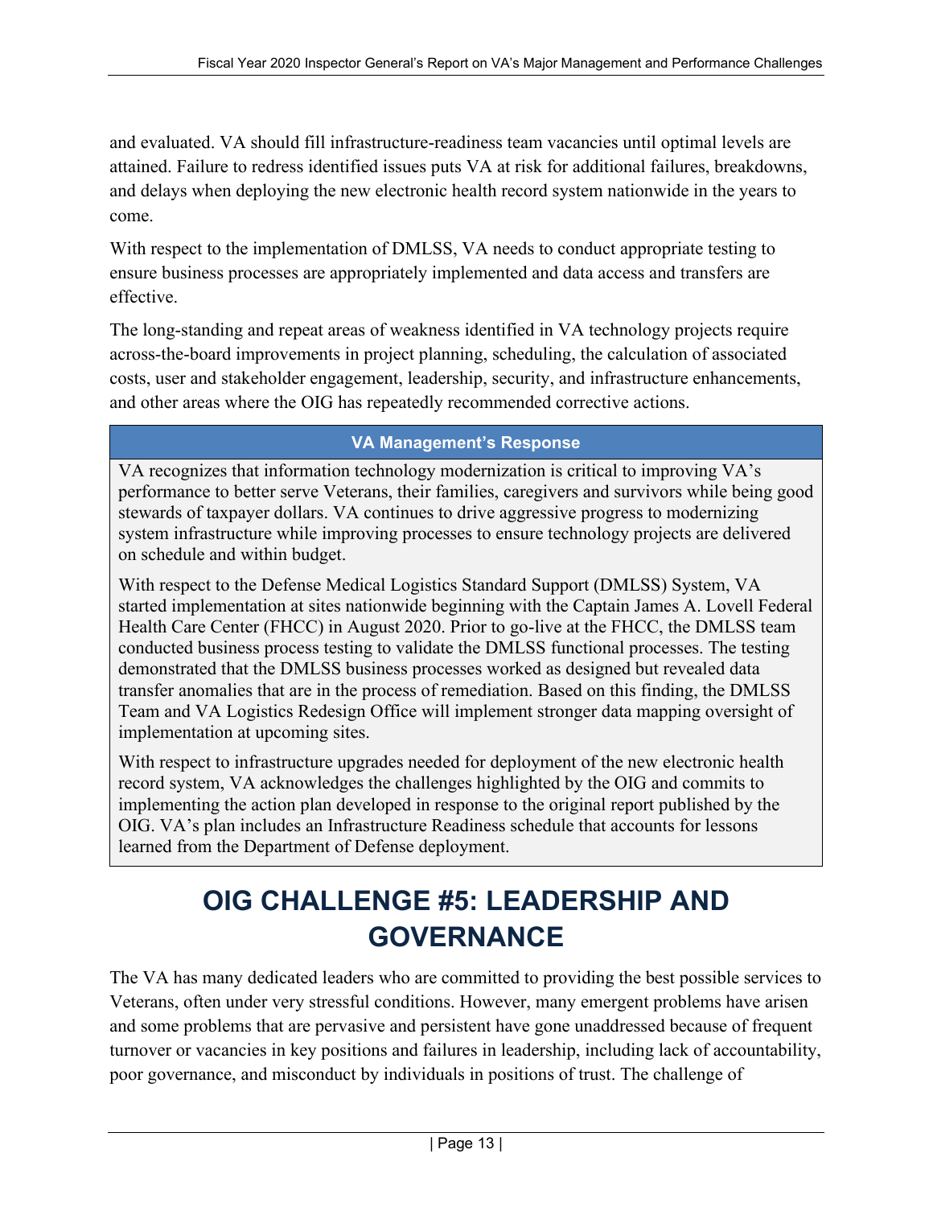and evaluated. VA should fill infrastructure-readiness team vacancies until optimal levels are attained. Failure to redress identified issues puts VA at risk for additional failures, breakdowns, and delays when deploying the new electronic health record system nationwide in the years to come.

With respect to the implementation of DMLSS, VA needs to conduct appropriate testing to ensure business processes are appropriately implemented and data access and transfers are effective.

The long-standing and repeat areas of weakness identified in VA technology projects require across-the-board improvements in project planning, scheduling, the calculation of associated costs, user and stakeholder engagement, leadership, security, and infrastructure enhancements, and other areas where the OIG has repeatedly recommended corrective actions.

| VA Management's Response |
| --- |
| VA recognizes that information technology modernization is critical to improving VA's performance to better serve Veterans, their families, caregivers and survivors while being good stewards of taxpayer dollars. VA continues to drive aggressive progress to modernizing system infrastructure while improving processes to ensure technology projects are delivered on schedule and within budget.<br><br>With respect to the Defense Medical Logistics Standard Support (DMLSS) System, VA started implementation at sites nationwide beginning with the Captain James A. Lovell Federal Health Care Center (FHCC) in August 2020. Prior to go-live at the FHCC, the DMLSS team conducted business process testing to validate the DMLSS functional processes. The testing demonstrated that the DMLSS business processes worked as designed but revealed data transfer anomalies that are in the process of remediation. Based on this finding, the DMLSS Team and VA Logistics Redesign Office will implement stronger data mapping oversight of implementation at upcoming sites.<br><br>With respect to infrastructure upgrades needed for deployment of the new electronic health record system, VA acknowledges the challenges highlighted by the OIG and commits to implementing the action plan developed in response to the original report published by the OIG. VA's plan includes an Infrastructure Readiness schedule that accounts for lessons learned from the Department of Defense deployment. |

# OIG CHALLENGE #5: LEADERSHIP AND GOVERNANCE

The VA has many dedicated leaders who are committed to providing the best possible services to Veterans, often under very stressful conditions. However, many emergent problems have arisen and some problems that are pervasive and persistent have gone unaddressed because of frequent turnover or vacancies in key positions and failures in leadership, including lack of accountability, poor governance, and misconduct by individuals in positions of trust. The challenge of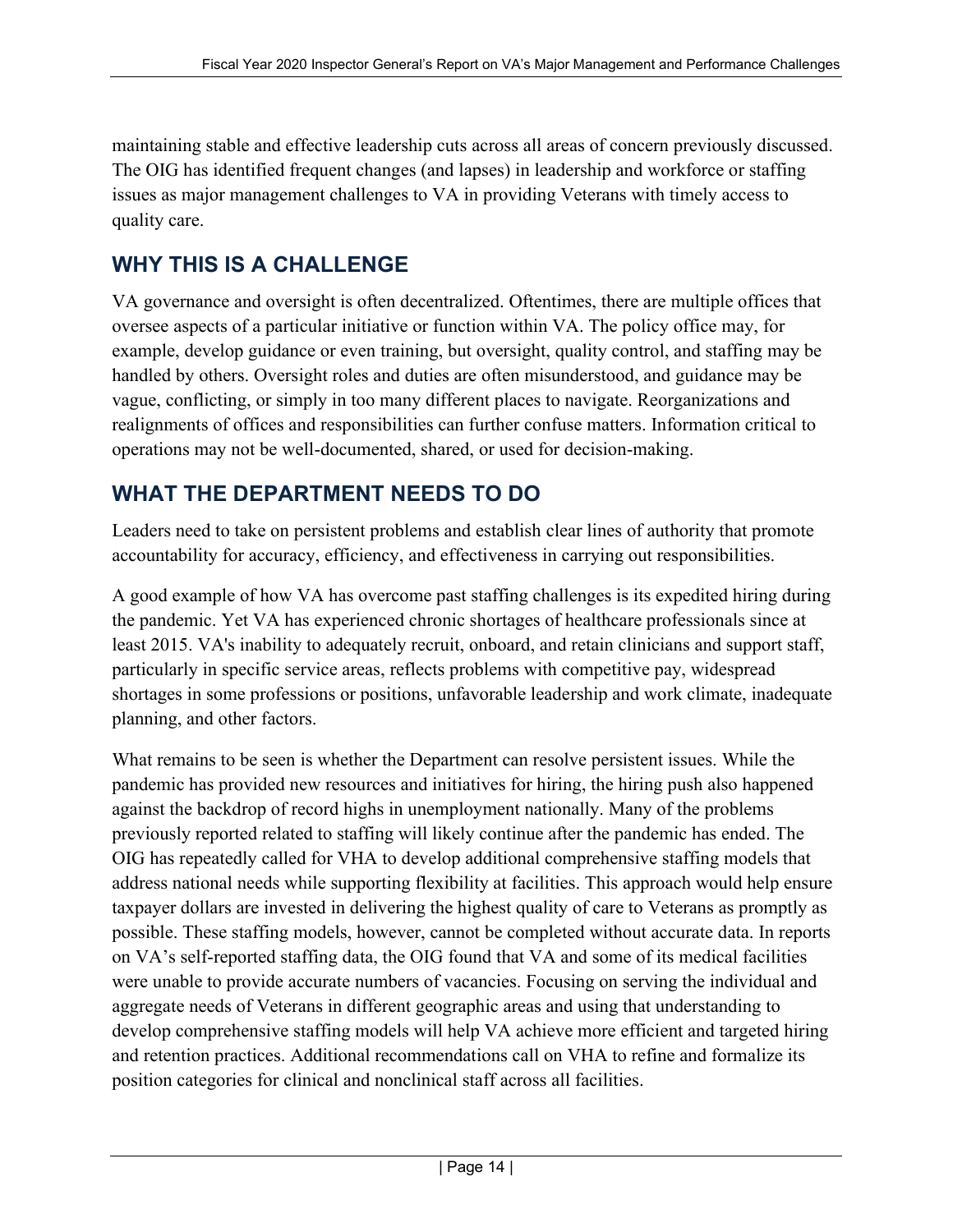maintaining stable and effective leadership cuts across all areas of concern previously discussed. The OIG has identified frequent changes (and lapses) in leadership and workforce or staffing issues as major management challenges to VA in providing Veterans with timely access to quality care.

## WHY THIS IS A CHALLENGE

VA governance and oversight is often decentralized. Oftentimes, there are multiple offices that oversee aspects of a particular initiative or function within VA. The policy office may, for example, develop guidance or even training, but oversight, quality control, and staffing may be handled by others. Oversight roles and duties are often misunderstood, and guidance may be vague, conflicting, or simply in too many different places to navigate. Reorganizations and realignments of offices and responsibilities can further confuse matters. Information critical to operations may not be well-documented, shared, or used for decision-making.

## WHAT THE DEPARTMENT NEEDS TO DO

Leaders need to take on persistent problems and establish clear lines of authority that promote accountability for accuracy, efficiency, and effectiveness in carrying out responsibilities.

A good example of how VA has overcome past staffing challenges is its expedited hiring during the pandemic. Yet VA has experienced chronic shortages of healthcare professionals since at least 2015. VA's inability to adequately recruit, onboard, and retain clinicians and support staff, particularly in specific service areas, reflects problems with competitive pay, widespread shortages in some professions or positions, unfavorable leadership and work climate, inadequate planning, and other factors.

What remains to be seen is whether the Department can resolve persistent issues. While the pandemic has provided new resources and initiatives for hiring, the hiring push also happened against the backdrop of record highs in unemployment nationally. Many of the problems previously reported related to staffing will likely continue after the pandemic has ended. The OIG has repeatedly called for VHA to develop additional comprehensive staffing models that address national needs while supporting flexibility at facilities. This approach would help ensure taxpayer dollars are invested in delivering the highest quality of care to Veterans as promptly as possible. These staffing models, however, cannot be completed without accurate data. In reports on VA's self-reported staffing data, the OIG found that VA and some of its medical facilities were unable to provide accurate numbers of vacancies. Focusing on serving the individual and aggregate needs of Veterans in different geographic areas and using that understanding to develop comprehensive staffing models will help VA achieve more efficient and targeted hiring and retention practices. Additional recommendations call on VHA to refine and formalize its position categories for clinical and nonclinical staff across all facilities.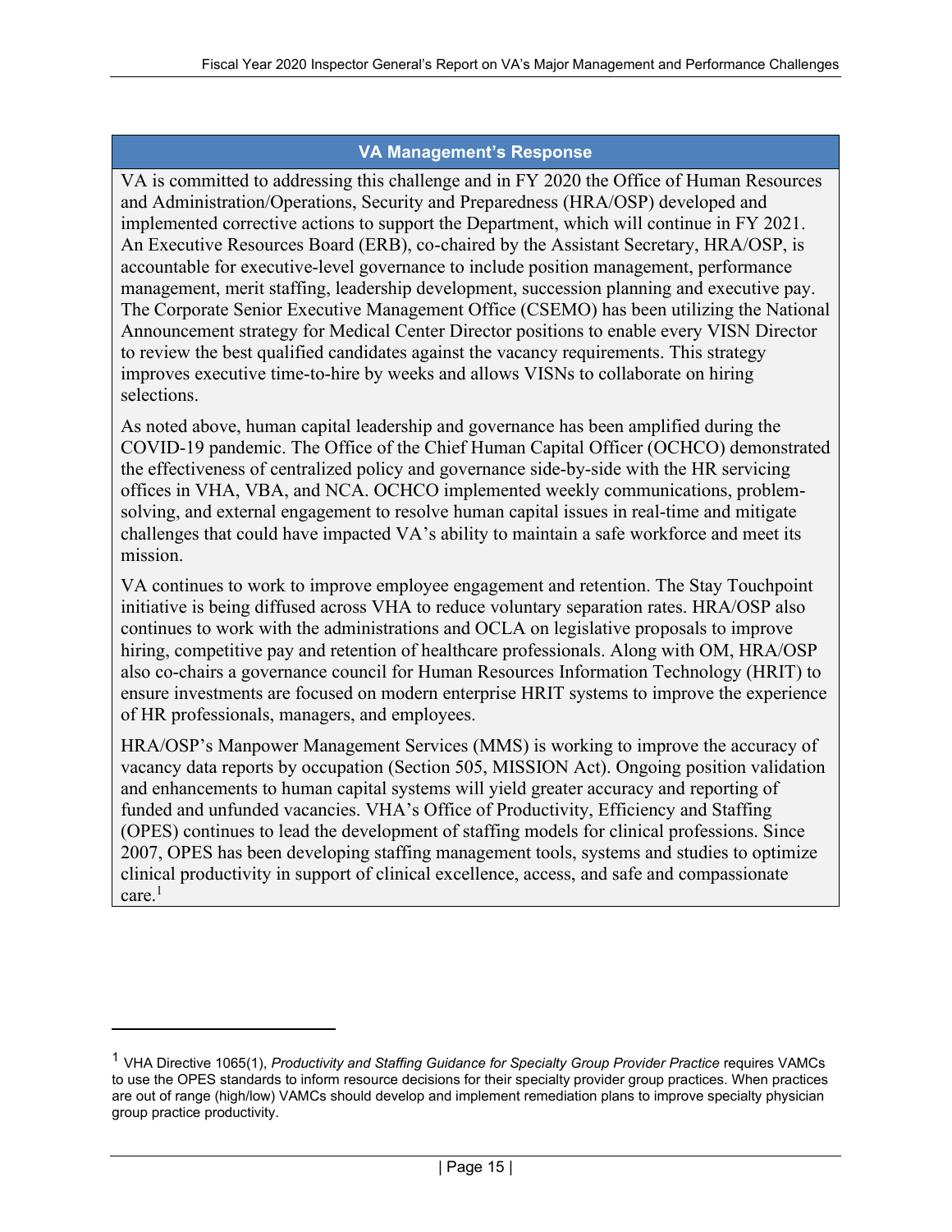### VA Management's Response

VA is committed to addressing this challenge and in FY 2020 the Office of Human Resources and Administration/Operations, Security and Preparedness (HRA/OSP) developed and implemented corrective actions to support the Department, which will continue in FY 2021. An Executive Resources Board (ERB), co-chaired by the Assistant Secretary, HRA/OSP, is accountable for executive-level governance to include position management, performance management, merit staffing, leadership development, succession planning and executive pay. The Corporate Senior Executive Management Office (CSEMO) has been utilizing the National Announcement strategy for Medical Center Director positions to enable every VISN Director to review the best qualified candidates against the vacancy requirements. This strategy improves executive time-to-hire by weeks and allows VISNs to collaborate on hiring selections.

As noted above, human capital leadership and governance has been amplified during the COVID-19 pandemic. The Office of the Chief Human Capital Officer (OCHCO) demonstrated the effectiveness of centralized policy and governance side-by-side with the HR servicing offices in VHA, VBA, and NCA. OCHCO implemented weekly communications, problem-solving, and external engagement to resolve human capital issues in real-time and mitigate challenges that could have impacted VA's ability to maintain a safe workforce and meet its mission.

VA continues to work to improve employee engagement and retention. The Stay Touchpoint initiative is being diffused across VHA to reduce voluntary separation rates. HRA/OSP also continues to work with the administrations and OCLA on legislative proposals to improve hiring, competitive pay and retention of healthcare professionals. Along with OM, HRA/OSP also co-chairs a governance council for Human Resources Information Technology (HRIT) to ensure investments are focused on modern enterprise HRIT systems to improve the experience of HR professionals, managers, and employees.

HRA/OSP's Manpower Management Services (MMS) is working to improve the accuracy of vacancy data reports by occupation (Section 505, MISSION Act). Ongoing position validation and enhancements to human capital systems will yield greater accuracy and reporting of funded and unfunded vacancies. VHA's Office of Productivity, Efficiency and Staffing (OPES) continues to lead the development of staffing models for clinical professions. Since 2007, OPES has been developing staffing management tools, systems and studies to optimize clinical productivity in support of clinical excellence, access, and safe and compassionate care.[1]

---

[1] VHA Directive 1065(1), *Productivity and Staffing Guidance for Specialty Group Provider Practice* requires VAMCs to use the OPES standards to inform resource decisions for their specialty provider group practices. When practices are out of range (high/low) VAMCs should develop and implement remediation plans to improve specialty physician group practice productivity.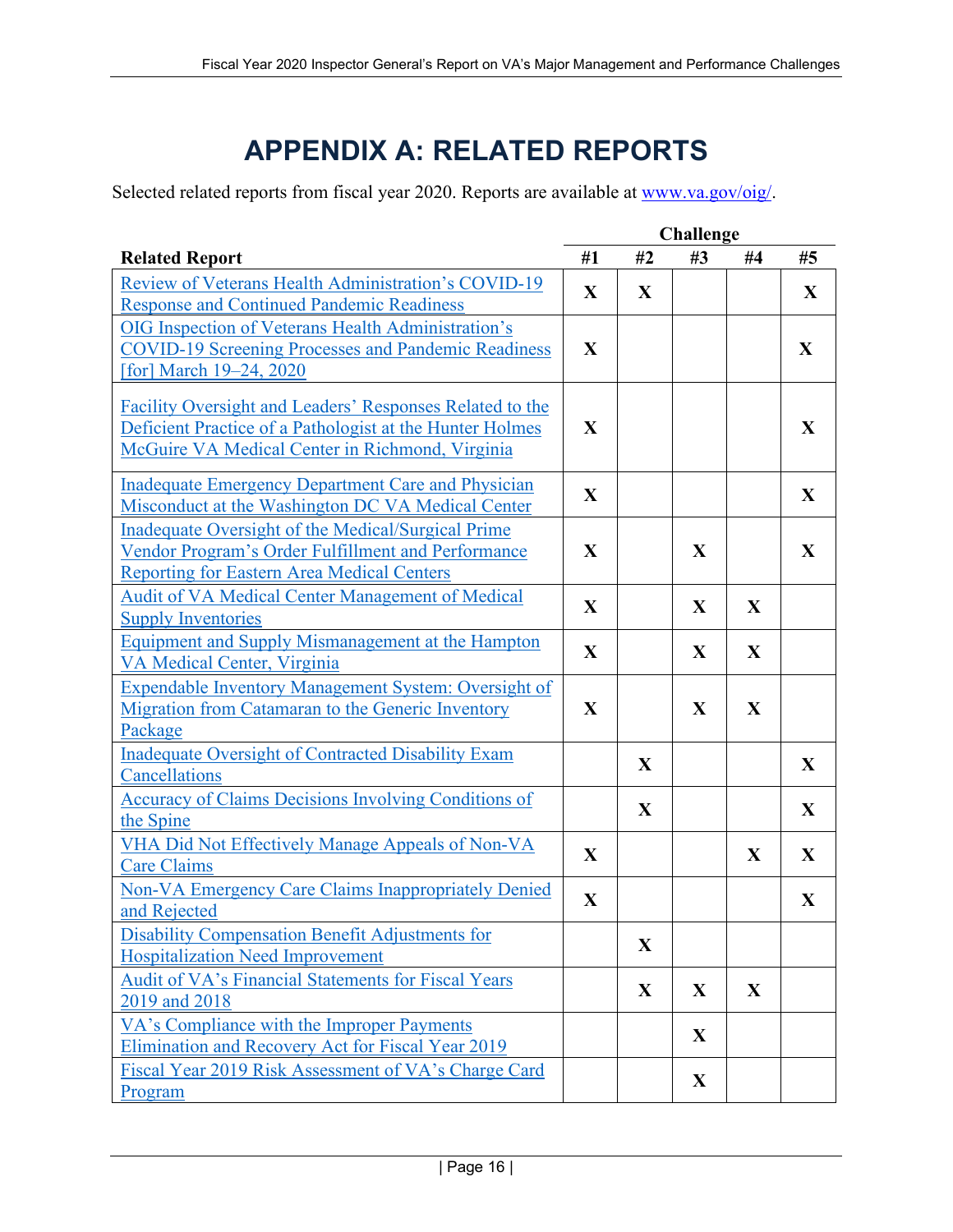# APPENDIX A: RELATED REPORTS

Selected related reports from fiscal year 2020. Reports are available at [www.va.gov/oig/](www.va.gov/oig/).

| Related Report | Challenge #1 | #2 | #3 | #4 | #5 |
|---|---|---|---|---|---|
| Review of Veterans Health Administration's COVID-19 Response and Continued Pandemic Readiness | X | X | | | X |
| OIG Inspection of Veterans Health Administration's COVID-19 Screening Processes and Pandemic Readiness [for] March 19–24, 2020 | X | | | | X |
| Facility Oversight and Leaders' Responses Related to the Deficient Practice of a Pathologist at the Hunter Holmes McGuire VA Medical Center in Richmond, Virginia | X | | | | X |
| Inadequate Emergency Department Care and Physician Misconduct at the Washington DC VA Medical Center | X | | | | X |
| Inadequate Oversight of the Medical/Surgical Prime Vendor Program's Order Fulfillment and Performance Reporting for Eastern Area Medical Centers | X | | X | | X |
| Audit of VA Medical Center Management of Medical Supply Inventories | X | | X | X | |
| Equipment and Supply Mismanagement at the Hampton VA Medical Center, Virginia | X | | X | X | |
| Expendable Inventory Management System: Oversight of Migration from Catamaran to the Generic Inventory Package | X | | X | X | |
| Inadequate Oversight of Contracted Disability Exam Cancellations | | X | | | X |
| Accuracy of Claims Decisions Involving Conditions of the Spine | | X | | | X |
| VHA Did Not Effectively Manage Appeals of Non-VA Care Claims | X | | | X | X |
| Non-VA Emergency Care Claims Inappropriately Denied and Rejected | X | | | | X |
| Disability Compensation Benefit Adjustments for Hospitalization Need Improvement | | X | | | |
| Audit of VA's Financial Statements for Fiscal Years 2019 and 2018 | | X | X | X | |
| VA's Compliance with the Improper Payments Elimination and Recovery Act for Fiscal Year 2019 | | | X | | |
| Fiscal Year 2019 Risk Assessment of VA's Charge Card Program | | | X | | |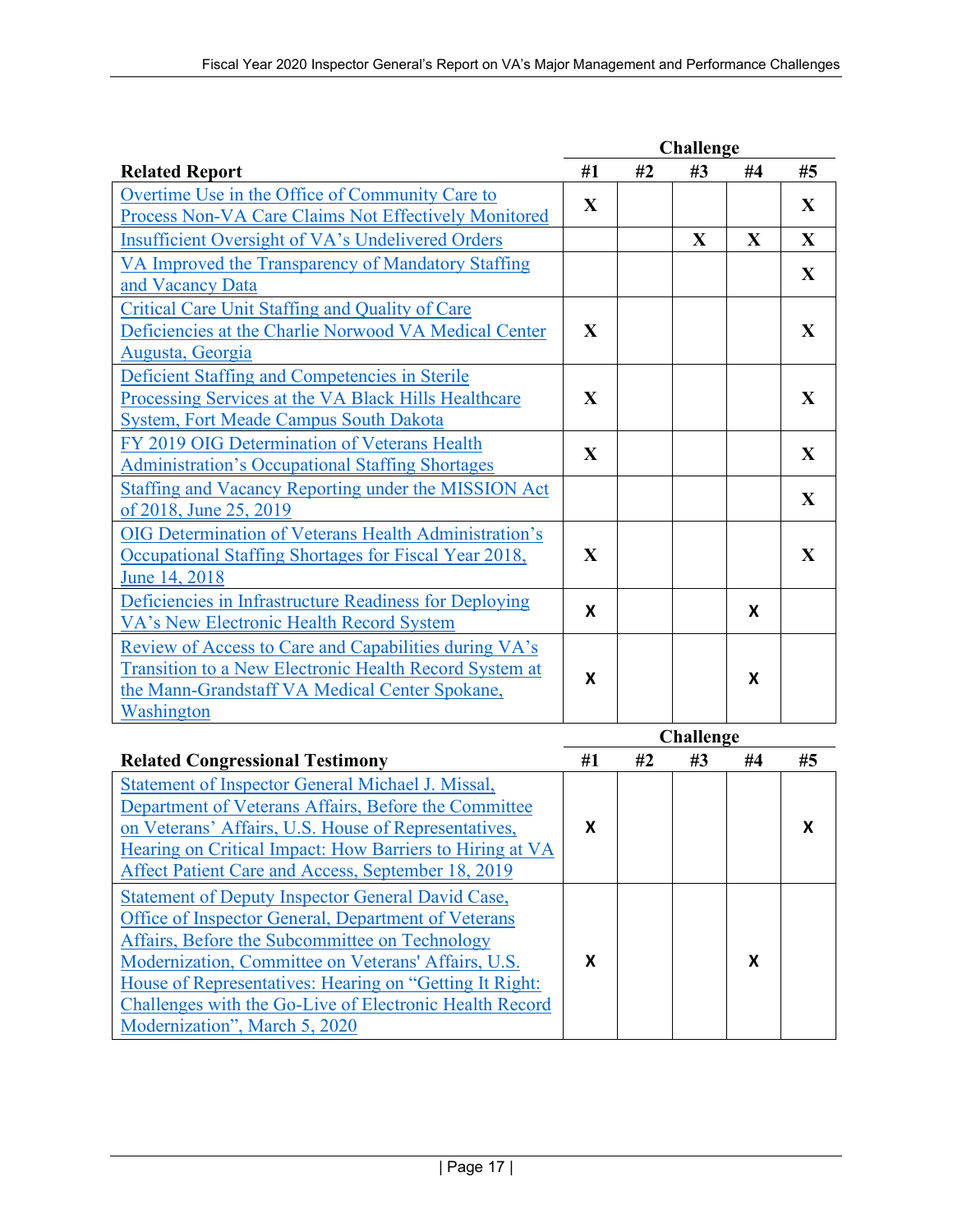| Related Report | Challenge #1 | #2 | #3 | #4 | #5 |
|---|---|---|---|---|---|
| Overtime Use in the Office of Community Care to Process Non-VA Care Claims Not Effectively Monitored | X | | | | X |
| Insufficient Oversight of VA's Undelivered Orders | | | X | X | X |
| VA Improved the Transparency of Mandatory Staffing and Vacancy Data | | | | | X |
| Critical Care Unit Staffing and Quality of Care Deficiencies at the Charlie Norwood VA Medical Center Augusta, Georgia | X | | | | X |
| Deficient Staffing and Competencies in Sterile Processing Services at the VA Black Hills Healthcare System, Fort Meade Campus South Dakota | X | | | | X |
| FY 2019 OIG Determination of Veterans Health Administration's Occupational Staffing Shortages | X | | | | X |
| Staffing and Vacancy Reporting under the MISSION Act of 2018, June 25, 2019 | | | | | X |
| OIG Determination of Veterans Health Administration's Occupational Staffing Shortages for Fiscal Year 2018, June 14, 2018 | X | | | | X |
| Deficiencies in Infrastructure Readiness for Deploying VA's New Electronic Health Record System | X | | | X | |
| Review of Access to Care and Capabilities during VA's Transition to a New Electronic Health Record System at the Mann-Grandstaff VA Medical Center Spokane, Washington | X | | | X | |

| Related Congressional Testimony | Challenge #1 | #2 | #3 | #4 | #5 |
|---|---|---|---|---|---|
| Statement of Inspector General Michael J. Missal, Department of Veterans Affairs, Before the Committee on Veterans' Affairs, U.S. House of Representatives, Hearing on Critical Impact: How Barriers to Hiring at VA Affect Patient Care and Access, September 18, 2019 | X | | | | X |
| Statement of Deputy Inspector General David Case, Office of Inspector General, Department of Veterans Affairs, Before the Subcommittee on Technology Modernization, Committee on Veterans' Affairs, U.S. House of Representatives: Hearing on "Getting It Right: Challenges with the Go-Live of Electronic Health Record Modernization", March 5, 2020 | X | | | X | |